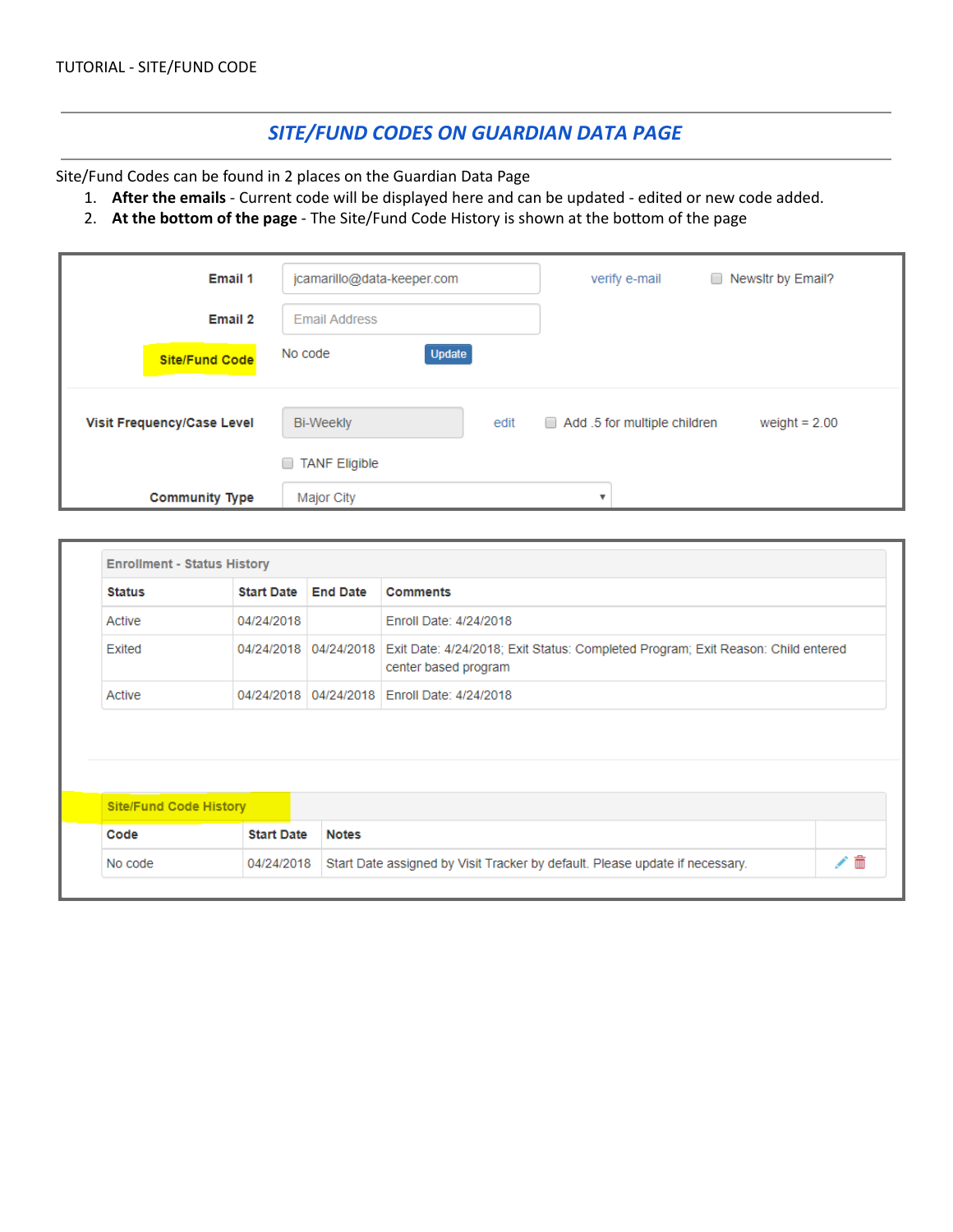TUTORIAL - SITE/FUND CODE

## *SITE/FUND CODES ON GUARDIAN DATA PAGE*

Site/Fund Codes can be found in 2 places on the Guardian Data Page

1. **After the emails** - Current code will be displayed here and can be updated - edited or new code added.
2. **At the bottom of the page** - The Site/Fund Code History is shown at the bottom of the page

| | | | | |
|---|---|---|---|---|
| **Email 1** | jcamarillo@data-keeper.com | verify e-mail | Newsltr by Email? | |
| **Email 2** | Email Address | | | |
| **Site/Fund Code** | No code | Update | | |
| **Visit Frequency/Case Level** | Bi-Weekly | edit | Add .5 for multiple children | weight = 2.00 |
| | TANF Eligible | | | |
| **Community Type** | Major City | | | |

**Enrollment - Status History**

| Status | Start Date | End Date | Comments |
|---|---|---|---|
| Active | 04/24/2018 | | Enroll Date: 4/24/2018 |
| Exited | 04/24/2018 | 04/24/2018 | Exit Date: 4/24/2018; Exit Status: Completed Program; Exit Reason: Child entered center based program |
| Active | 04/24/2018 | 04/24/2018 | Enroll Date: 4/24/2018 |

**Site/Fund Code History**

| Code | Start Date | Notes |
|---|---|---|
| No code | 04/24/2018 | Start Date assigned by Visit Tracker by default. Please update if necessary. |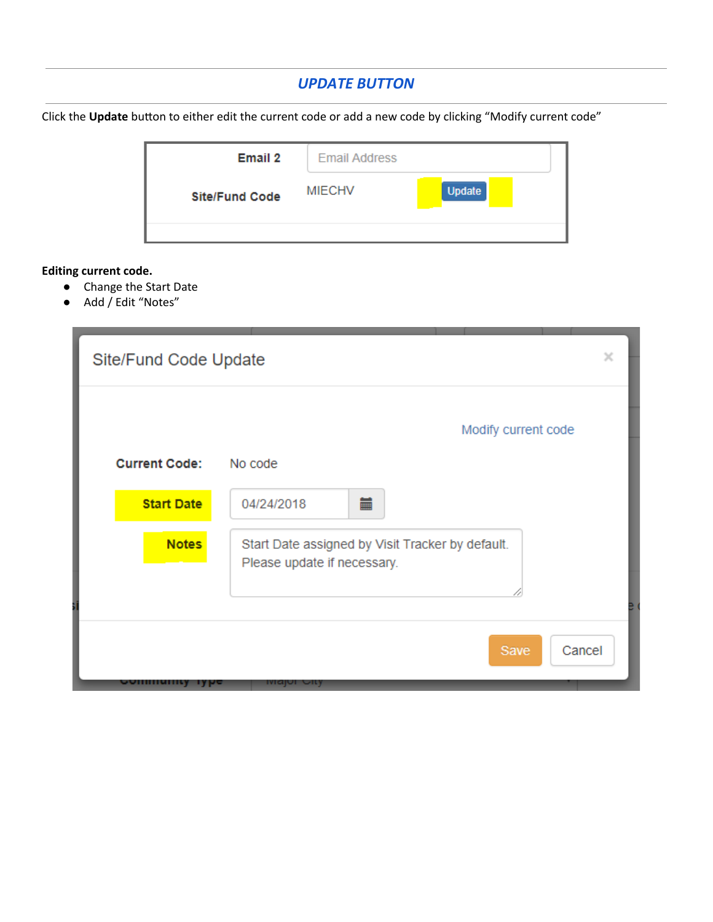## *UPDATE BUTTON*

Click the **Update** button to either edit the current code or add a new code by clicking “Modify current code”

Email 2

Email Address

Site/Fund Code

MIECHV

Update

**Editing current code.**

- Change the Start Date
- Add / Edit “Notes”

Site/Fund Code Update

Modify current code

Current Code: No code

Start Date 04/24/2018

Notes Start Date assigned by Visit Tracker by default. Please update if necessary.

Save Cancel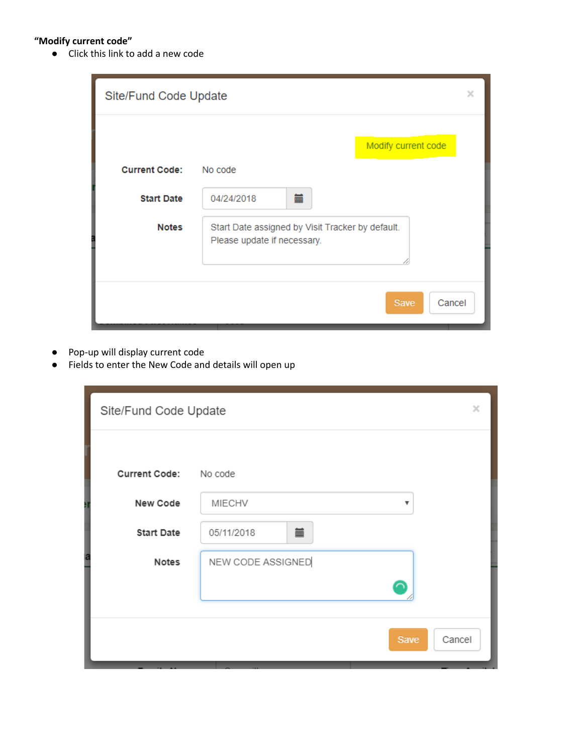**"Modify current code"**

- Click this link to add a new code

Site/Fund Code Update

Modify current code

Current Code: No code

Start Date 04/24/2018

Notes Start Date assigned by Visit Tracker by default. Please update if necessary.

Save Cancel

- Pop-up will display current code
- Fields to enter the New Code and details will open up

Site/Fund Code Update

Current Code: No code

New Code MIECHV

Start Date 05/11/2018

Notes NEW CODE ASSIGNED

Save Cancel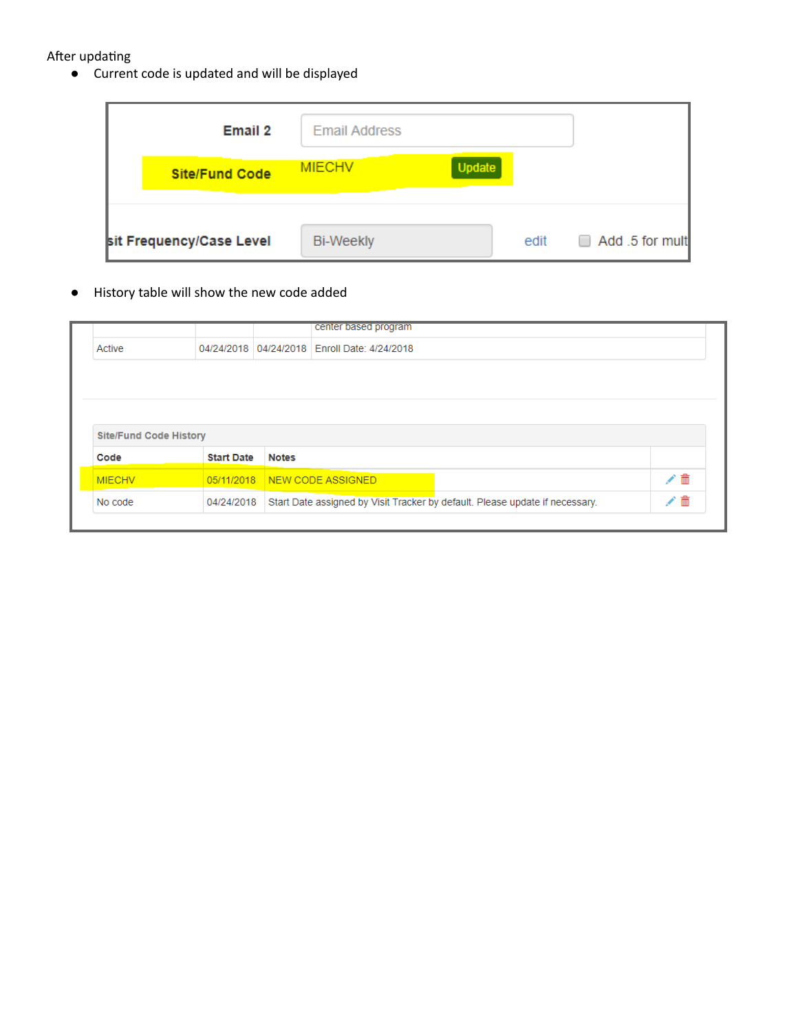After updating

- Current code is updated and will be displayed

| | | |
|---|---|---|
| Email 2 | Email Address | |
| Site/Fund Code | MIECHV | Update |
| sit Frequency/Case Level | Bi-Weekly | edit Add .5 for mult |

- History table will show the new code added

| | | | |
|---|---|---|---|
| | | | center based program |
| Active | 04/24/2018 | 04/24/2018 | Enroll Date: 4/24/2018 |

Site/Fund Code History

| Code | Start Date | Notes |
|---|---|---|
| MIECHV | 05/11/2018 | NEW CODE ASSIGNED |
| No code | 04/24/2018 | Start Date assigned by Visit Tracker by default. Please update if necessary. |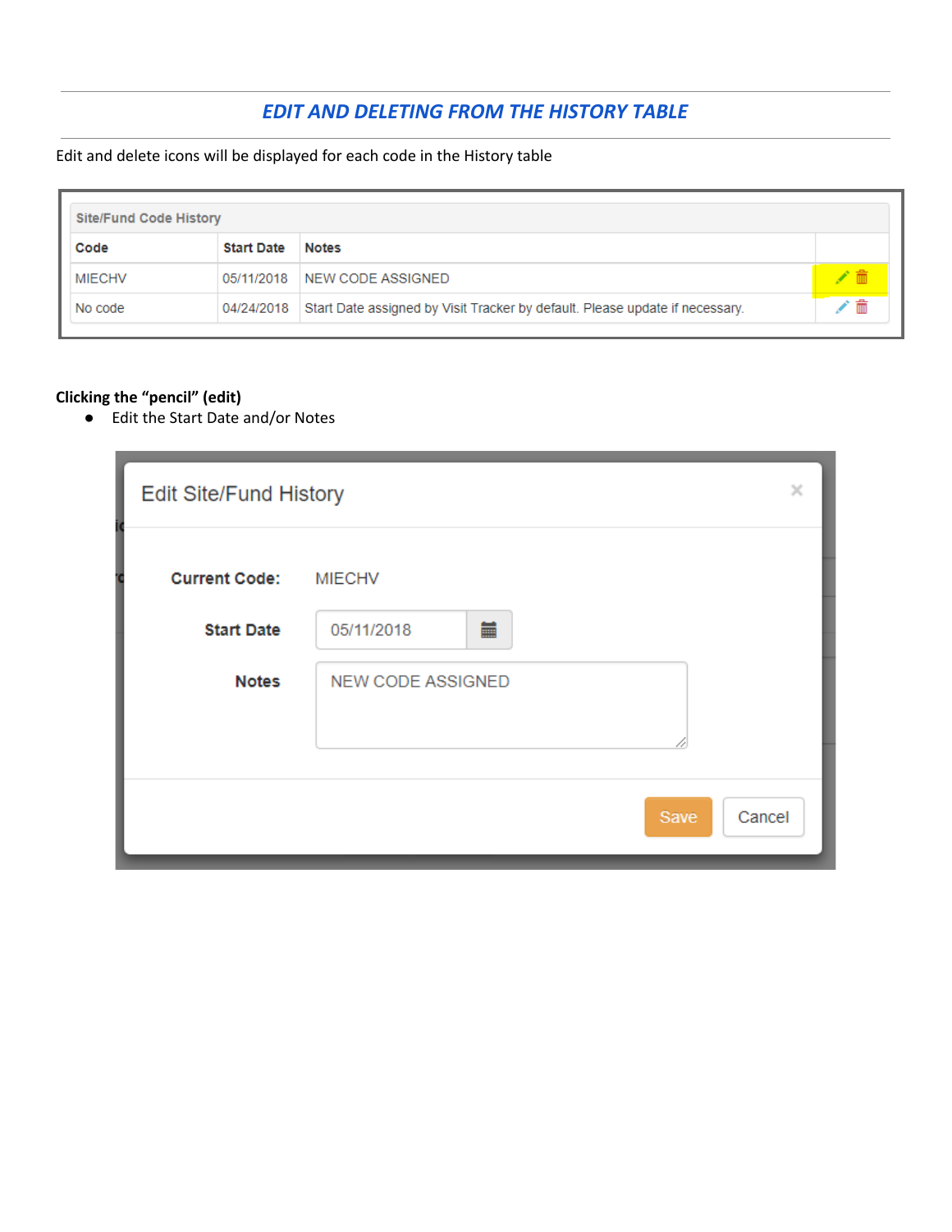## *EDIT AND DELETING FROM THE HISTORY TABLE*

Edit and delete icons will be displayed for each code in the History table

| Site/Fund Code History | | | |
|---|---|---|---|
| **Code** | **Start Date** | **Notes** | |
| MIECHV | 05/11/2018 | NEW CODE ASSIGNED | |
| No code | 04/24/2018 | Start Date assigned by Visit Tracker by default. Please update if necessary. | |

**Clicking the "pencil" (edit)**

- Edit the Start Date and/or Notes

Edit Site/Fund History

**Current Code:** MIECHV

**Start Date** 05/11/2018

**Notes** NEW CODE ASSIGNED

Save Cancel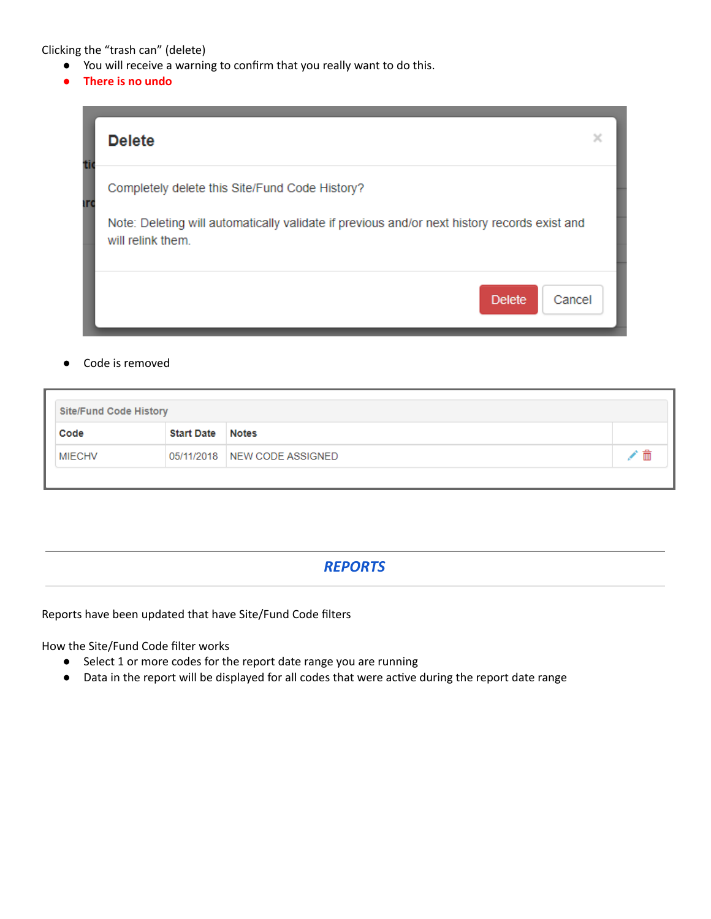Clicking the "trash can" (delete)

- You will receive a warning to confirm that you really want to do this.
- **There is no undo**

**Delete**

Completely delete this Site/Fund Code History?

Note: Deleting will automatically validate if previous and/or next history records exist and will relink them.

Delete Cancel

- Code is removed

Site/Fund Code History

| Code | Start Date | Notes | |
|---|---|---|---|
| MIECHV | 05/11/2018 | NEW CODE ASSIGNED | |

---

## ***REPORTS***

---

Reports have been updated that have Site/Fund Code filters

How the Site/Fund Code filter works

- Select 1 or more codes for the report date range you are running
- Data in the report will be displayed for all codes that were active during the report date range